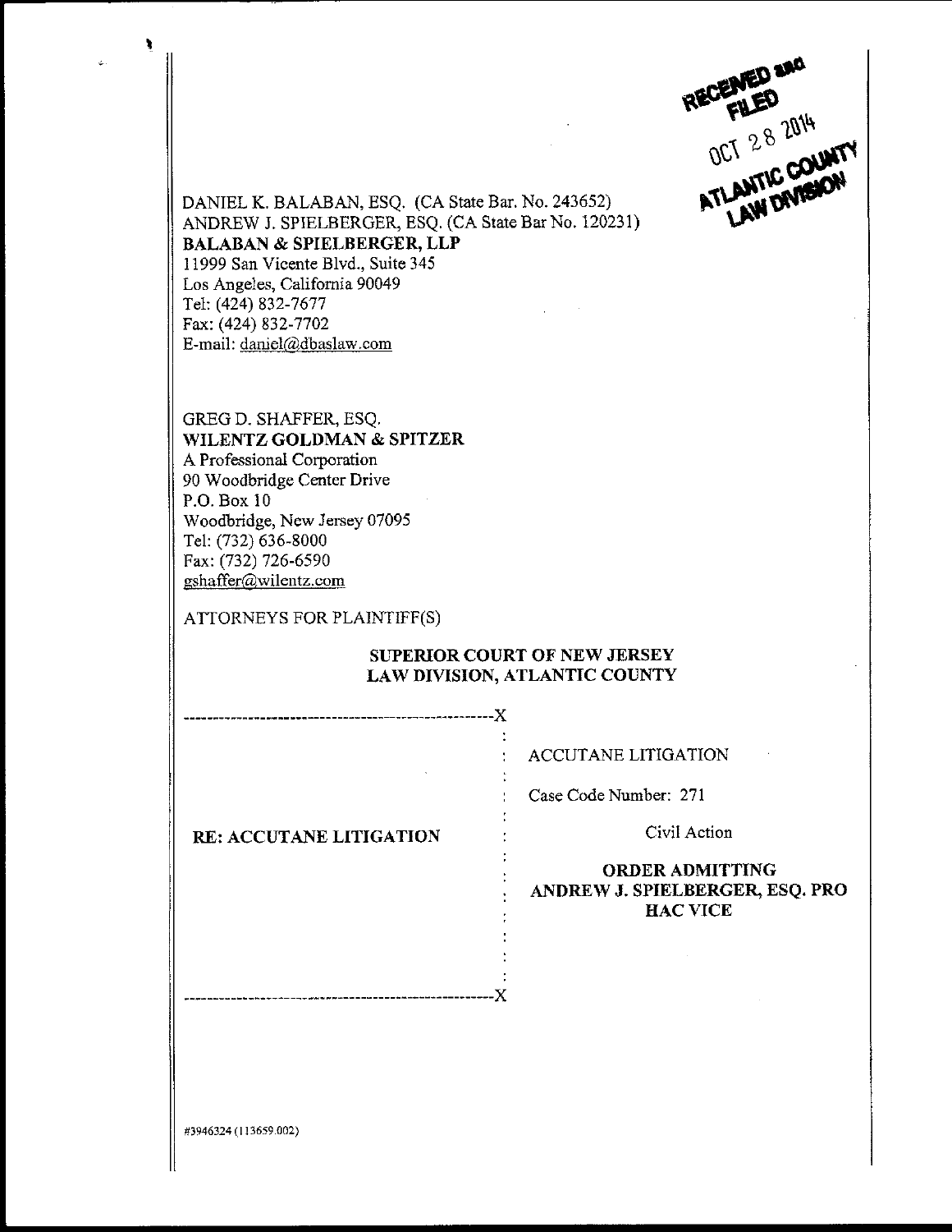RECEIVED and FILED
OCT 28 2014
ATLANTIC COUNTY
LAW DIVISION

DANIEL K. BALABAN, ESQ. (CA State Bar. No. 243652)
ANDREW J. SPIELBERGER, ESQ. (CA State Bar No. 120231)
**BALABAN & SPIELBERGER, LLP**
11999 San Vicente Blvd., Suite 345
Los Angeles, California 90049
Tel: (424) 832-7677
Fax: (424) 832-7702
E-mail: daniel@dbaslaw.com

GREG D. SHAFFER, ESQ.
**WILENTZ GOLDMAN & SPITZER**
A Professional Corporation
90 Woodbridge Center Drive
P.O. Box 10
Woodbridge, New Jersey 07095
Tel: (732) 636-8000
Fax: (732) 726-6590
gshaffer@wilentz.com

ATTORNEYS FOR PLAINTIFF(S)

**SUPERIOR COURT OF NEW JERSEY**
**LAW DIVISION, ATLANTIC COUNTY**

| | |
|---|---|
| **RE: ACCUTANE LITIGATION** | ACCUTANE LITIGATION<br><br>Case Code Number: 271<br><br>Civil Action<br><br>**ORDER ADMITTING ANDREW J. SPIELBERGER, ESQ. PRO HAC VICE** |

#3946324 (113659.002)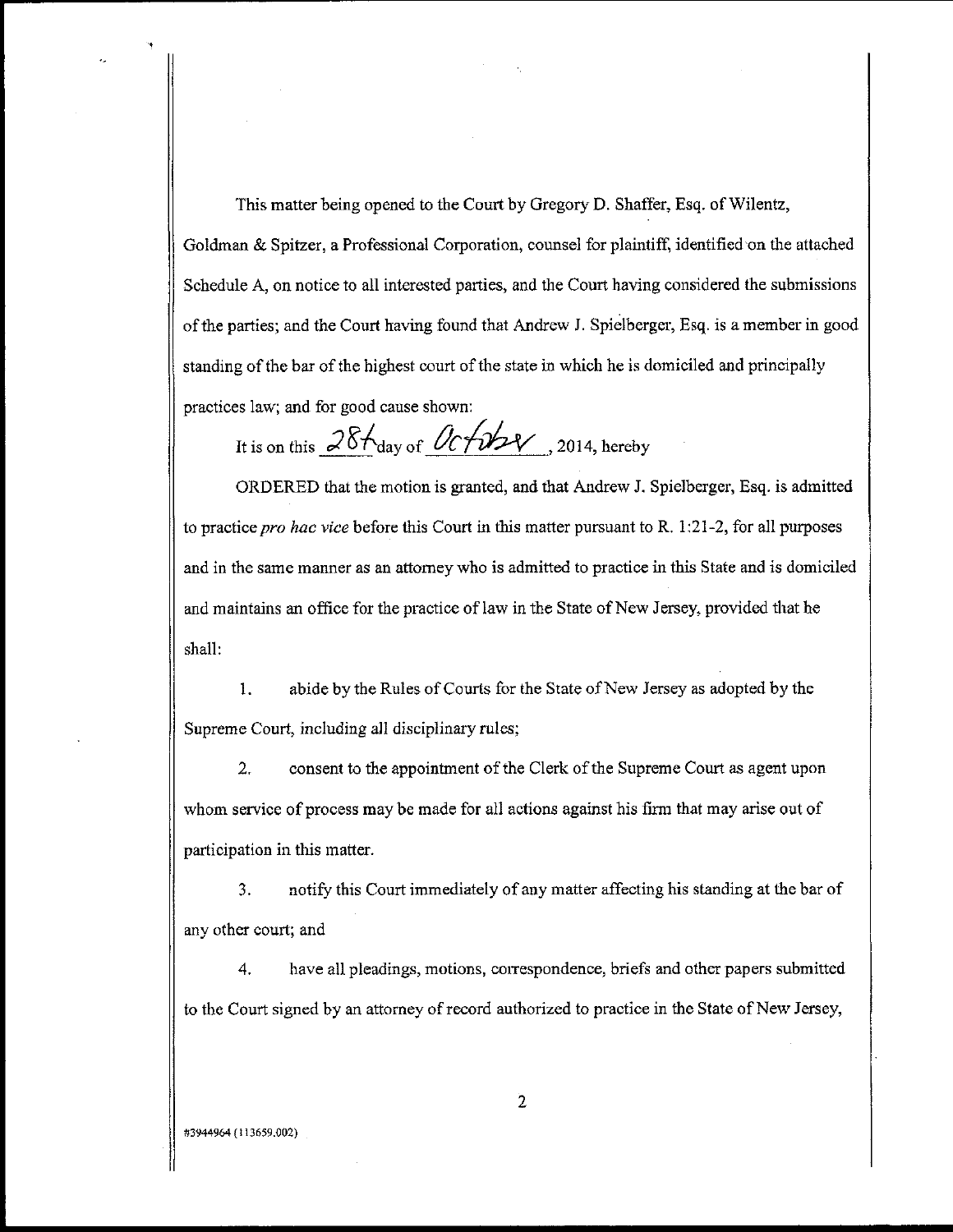This matter being opened to the Court by Gregory D. Shaffer, Esq. of Wilentz, Goldman & Spitzer, a Professional Corporation, counsel for plaintiff, identified on the attached Schedule A, on notice to all interested parties, and the Court having considered the submissions of the parties; and the Court having found that Andrew J. Spielberger, Esq. is a member in good standing of the bar of the highest court of the state in which he is domiciled and principally practices law; and for good cause shown:

It is on this 28th day of October, 2014, hereby

ORDERED that the motion is granted, and that Andrew J. Spielberger, Esq. is admitted to practice *pro hac vice* before this Court in this matter pursuant to R. 1:21-2, for all purposes and in the same manner as an attorney who is admitted to practice in this State and is domiciled and maintains an office for the practice of law in the State of New Jersey, provided that he shall:

1. abide by the Rules of Courts for the State of New Jersey as adopted by the Supreme Court, including all disciplinary rules;

2. consent to the appointment of the Clerk of the Supreme Court as agent upon whom service of process may be made for all actions against his firm that may arise out of participation in this matter.

3. notify this Court immediately of any matter affecting his standing at the bar of any other court; and

4. have all pleadings, motions, correspondence, briefs and other papers submitted to the Court signed by an attorney of record authorized to practice in the State of New Jersey,

#3944964 (113659.002)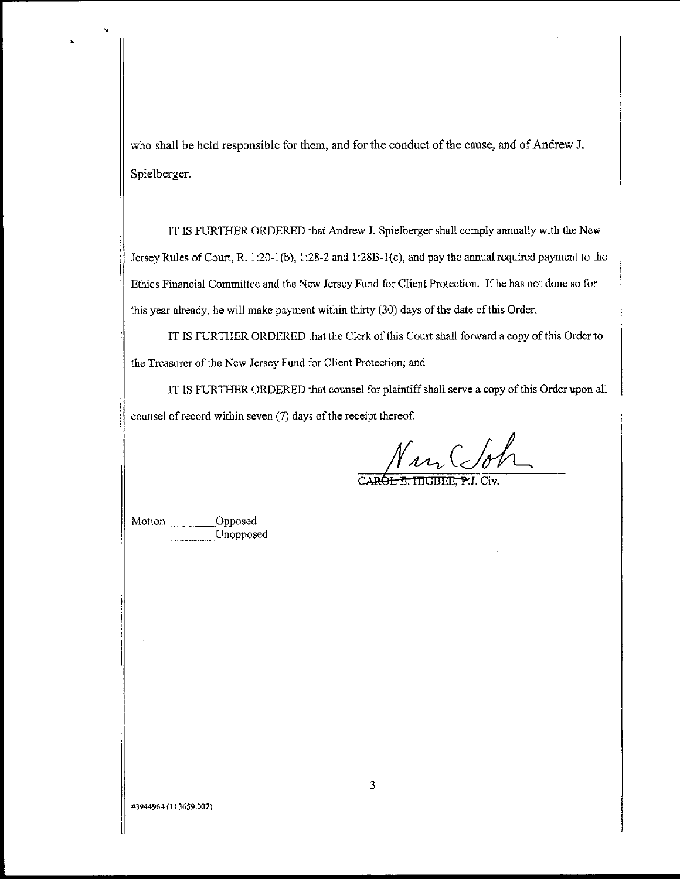who shall be held responsible for them, and for the conduct of the cause, and of Andrew J. Spielberger.

IT IS FURTHER ORDERED that Andrew J. Spielberger shall comply annually with the New Jersey Rules of Court, R. 1:20-1(b), 1:28-2 and 1:28B-1(e), and pay the annual required payment to the Ethics Financial Committee and the New Jersey Fund for Client Protection. If he has not done so for this year already, he will make payment within thirty (30) days of the date of this Order.

IT IS FURTHER ORDERED that the Clerk of this Court shall forward a copy of this Order to the Treasurer of the New Jersey Fund for Client Protection; and

IT IS FURTHER ORDERED that counsel for plaintiff shall serve a copy of this Order upon all counsel of record within seven (7) days of the receipt thereof.

~~CAROL E. HIGBEE, P.~~J. Civ.

Motion \_\_\_\_\_\_\_\_ Opposed
\_\_\_\_\_\_\_\_ Unopposed

#3944964 (113659.002)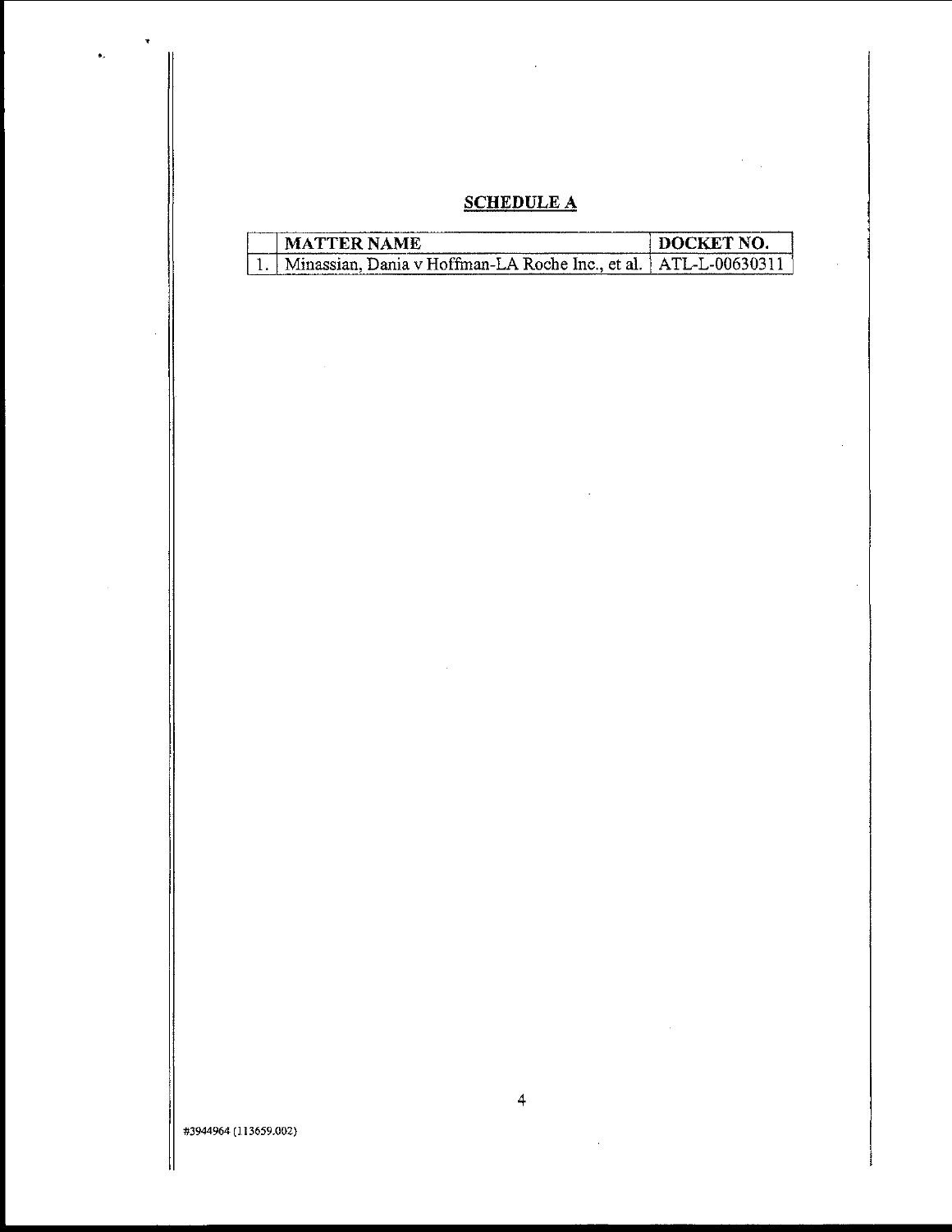## SCHEDULE A

| | MATTER NAME | DOCKET NO. |
|---|---|---|
| 1. | Minassian, Dania v Hoffman-LA Roche Inc., et al. | ATL-L-00630311 |

#3944964 (113659.002)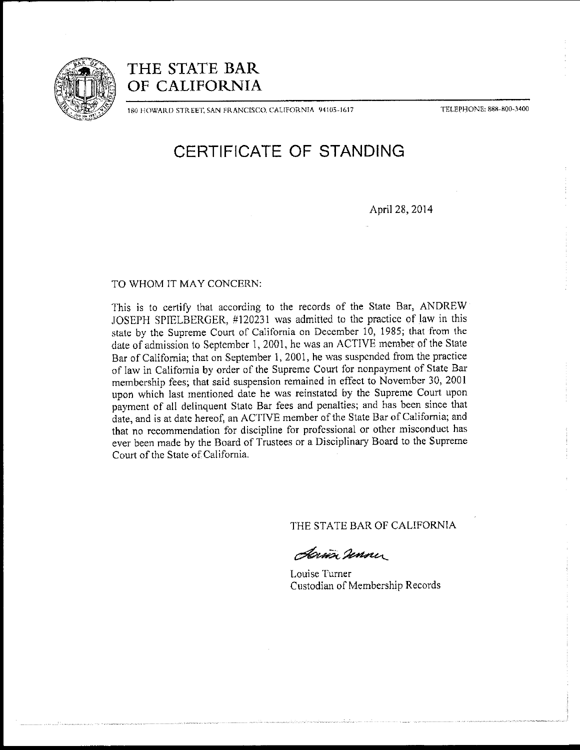# THE STATE BAR OF CALIFORNIA

180 HOWARD STREET, SAN FRANCISCO, CALIFORNIA 94105-1617 TELEPHONE: 888-800-3400

## CERTIFICATE OF STANDING

April 28, 2014

TO WHOM IT MAY CONCERN:

This is to certify that according to the records of the State Bar, ANDREW JOSEPH SPIELBERGER, #120231 was admitted to the practice of law in this state by the Supreme Court of California on December 10, 1985; that from the date of admission to September 1, 2001, he was an ACTIVE member of the State Bar of California; that on September 1, 2001, he was suspended from the practice of law in California by order of the Supreme Court for nonpayment of State Bar membership fees; that said suspension remained in effect to November 30, 2001 upon which last mentioned date he was reinstated by the Supreme Court upon payment of all delinquent State Bar fees and penalties; and has been since that date, and is at date hereof, an ACTIVE member of the State Bar of California; and that no recommendation for discipline for professional or other misconduct has ever been made by the Board of Trustees or a Disciplinary Board to the Supreme Court of the State of California.

THE STATE BAR OF CALIFORNIA

Louise Turner
Custodian of Membership Records